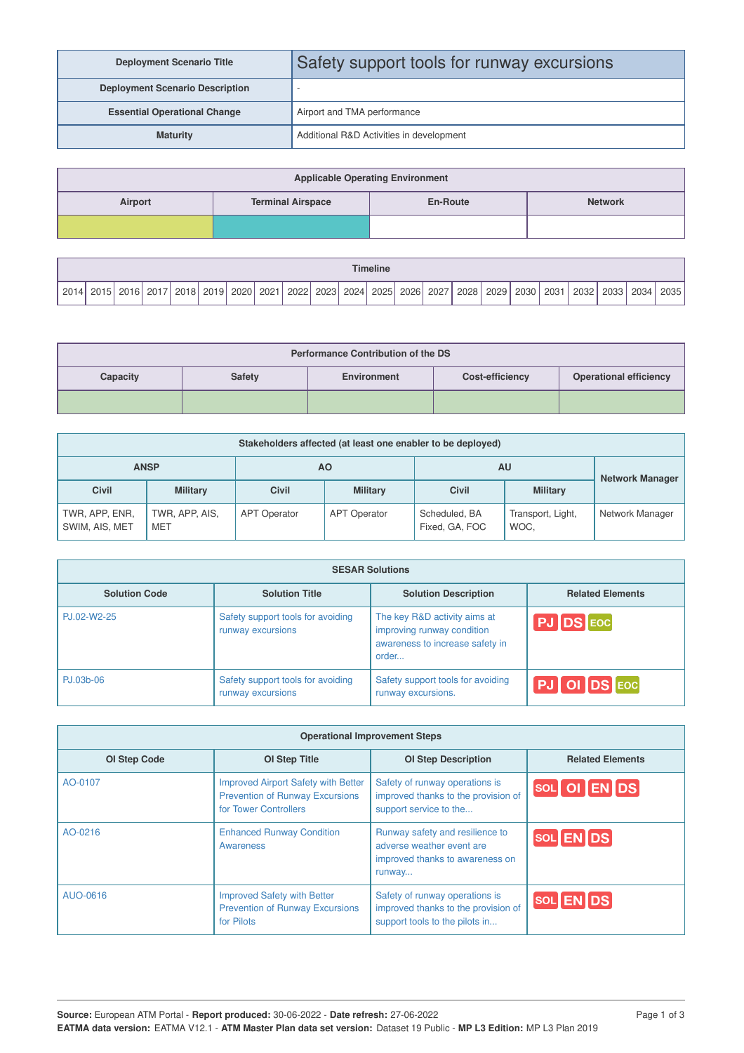| Deployment Scenario Title | Safety support tools for runway excursions |
|---|---|
| Deployment Scenario Description | - |
| Essential Operational Change | Airport and TMA performance |
| Maturity | Additional R&D Activities in development |

| Applicable Operating Environment | | | |
|---|---|---|---|
| Airport | Terminal Airspace | En-Route | Network |
| | | | |

| Timeline | | | | | | | | | | | | | | | | | | | | | |
|---|---|---|---|---|---|---|---|---|---|---|---|---|---|---|---|---|---|---|---|---|---|
| 2014 | 2015 | 2016 | 2017 | 2018 | 2019 | 2020 | 2021 | 2022 | 2023 | 2024 | 2025 | 2026 | 2027 | 2028 | 2029 | 2030 | 2031 | 2032 | 2033 | 2034 | 2035 |

| Performance Contribution of the DS | | | | |
|---|---|---|---|---|
| Capacity | Safety | Environment | Cost-efficiency | Operational efficiency |
| | | | | |

| Stakeholders affected (at least one enabler to be deployed) | | | | | | |
|---|---|---|---|---|---|---|
| ANSP | | AO | | AU | | Network Manager |
| Civil | Military | Civil | Military | Civil | Military | |
| TWR, APP, ENR, SWIM, AIS, MET | TWR, APP, AIS, MET | APT Operator | APT Operator | Scheduled, BA Fixed, GA, FOC | Transport, Light, WOC, | Network Manager |

| SESAR Solutions | | | |
|---|---|---|---|
| Solution Code | Solution Title | Solution Description | Related Elements |
| PJ.02-W2-25 | Safety support tools for avoiding runway excursions | The key R&D activity aims at improving runway condition awareness to increase safety in order... | PJ DS EOC |
| PJ.03b-06 | Safety support tools for avoiding runway excursions | Safety support tools for avoiding runway excursions. | PJ OI DS EOC |

| Operational Improvement Steps | | | |
|---|---|---|---|
| OI Step Code | OI Step Title | OI Step Description | Related Elements |
| AO-0107 | Improved Airport Safety with Better Prevention of Runway Excursions for Tower Controllers | Safety of runway operations is improved thanks to the provision of support service to the... | SOL OI EN DS |
| AO-0216 | Enhanced Runway Condition Awareness | Runway safety and resilience to adverse weather event are improved thanks to awareness on runway... | SOL EN DS |
| AUO-0616 | Improved Safety with Better Prevention of Runway Excursions for Pilots | Safety of runway operations is improved thanks to the provision of support tools to the pilots in... | SOL EN DS |

**Source:** European ATM Portal - **Report produced:** 30-06-2022 - **Date refresh:** 27-06-2022
**EATMA data version:** EATMA V12.1 - **ATM Master Plan data set version:** Dataset 19 Public - **MP L3 Edition:** MP L3 Plan 2019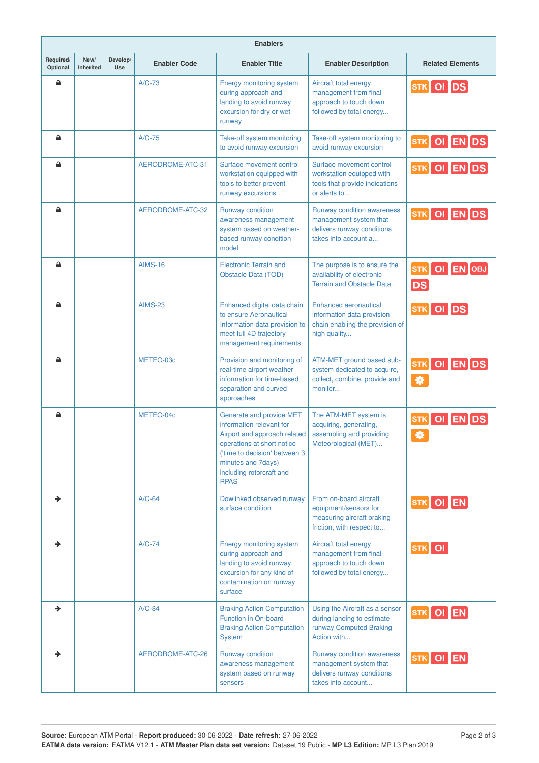| Enablers | | | | | | |
|---|---|---|---|---|---|---|
| Required/ Optional | New/ Inherited | Develop/ Use | Enabler Code | Enabler Title | Enabler Description | Related Elements |
| 🔒 | | | A/C-73 | Energy monitoring system during approach and landing to avoid runway excursion for dry or wet runway | Aircraft total energy management from final approach to touch down followed by total energy... | STK OI DS |
| 🔒 | | | A/C-75 | Take-off system monitoring to avoid runway excursion | Take-off system monitoring to avoid runway excursion | STK OI EN DS |
| 🔒 | | | AERODROME-ATC-31 | Surface movement control workstation equipped with tools to better prevent runway excursions | Surface movement control workstation equipped with tools that provide indications or alerts to... | STK OI EN DS |
| 🔒 | | | AERODROME-ATC-32 | Runway condition awareness management system based on weather-based runway condition model | Runway condition awareness management system that delivers runway conditions takes into account a... | STK OI EN DS |
| 🔒 | | | AIMS-16 | Electronic Terrain and Obstacle Data (TOD) | The purpose is to ensure the availability of electronic Terrain and Obstacle Data . | STK OI EN OBJ DS |
| 🔒 | | | AIMS-23 | Enhanced digital data chain to ensure Aeronautical Information data provision to meet full 4D trajectory management requirements | Enhanced aeronautical information data provision chain enabling the provision of high quality... | STK OI DS |
| 🔒 | | | METEO-03c | Provision and monitoring of real-time airport weather information for time-based separation and curved approaches | ATM-MET ground based sub-system dedicated to acquire, collect, combine, provide and monitor... | STK OI EN DS ⚙ |
| 🔒 | | | METEO-04c | Generate and provide MET information relevant for Airport and approach related operations at short notice ('time to decision' between 3 minutes and 7days) including rotorcraft and RPAS | The ATM-MET system is acquiring, generating, assembling and providing Meteorological (MET)... | STK OI EN DS ⚙ |
| → | | | A/C-64 | Dowlinked observed runway surface condition | From on-board aircraft equipment/sensors for measuring aircraft braking friction, with respect to... | STK OI EN |
| → | | | A/C-74 | Energy monitoring system during approach and landing to avoid runway excursion for any kind of contamination on runway surface | Aircraft total energy management from final approach to touch down followed by total energy... | STK OI |
| → | | | A/C-84 | Braking Action Computation Function in On-board Braking Action Computation System | Using the Aircraft as a sensor during landing to estimate runway Computed Braking Action with... | STK OI EN |
| → | | | AERODROME-ATC-26 | Runway condition awareness management system based on runway sensors | Runway condition awareness management system that delivers runway conditions takes into account... | STK OI EN |

**Source:** European ATM Portal - **Report produced:** 30-06-2022 - **Date refresh:** 27-06-2022
**EATMA data version:** EATMA V12.1 - **ATM Master Plan data set version:** Dataset 19 Public - **MP L3 Edition:** MP L3 Plan 2019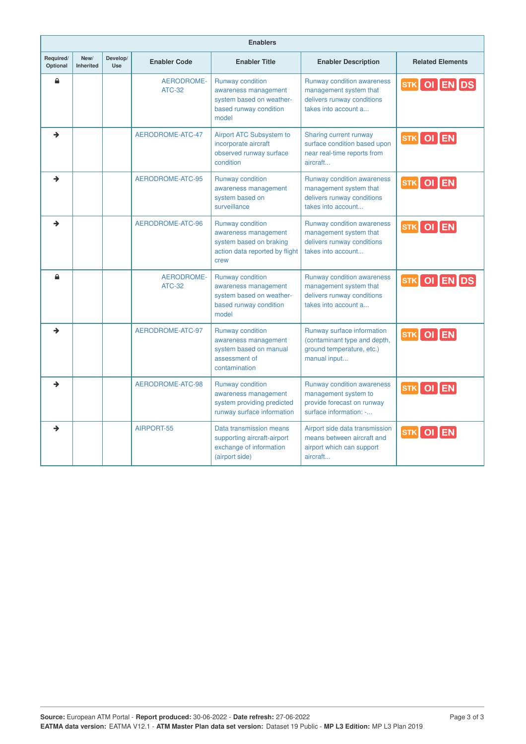| Enablers | | | | | | |
|---|---|---|---|---|---|---|
| Required/ Optional | New/ Inherited | Develop/ Use | Enabler Code | Enabler Title | Enabler Description | Related Elements |
| 🔒 | | | AERODROME-ATC-32 | Runway condition awareness management system based on weather-based runway condition model | Runway condition awareness management system that delivers runway conditions takes into account a... | STK OI EN DS |
| ➔ | | | AERODROME-ATC-47 | Airport ATC Subsystem to incorporate aircraft observed runway surface condition | Sharing current runway surface condition based upon near real-time reports from aircraft... | STK OI EN |
| ➔ | | | AERODROME-ATC-95 | Runway condition awareness management system based on surveillance | Runway condition awareness management system that delivers runway conditions takes into account... | STK OI EN |
| ➔ | | | AERODROME-ATC-96 | Runway condition awareness management system based on braking action data reported by flight crew | Runway condition awareness management system that delivers runway conditions takes into account... | STK OI EN |
| 🔒 | | | AERODROME-ATC-32 | Runway condition awareness management system based on weather-based runway condition model | Runway condition awareness management system that delivers runway conditions takes into account a... | STK OI EN DS |
| ➔ | | | AERODROME-ATC-97 | Runway condition awareness management system based on manual assessment of contamination | Runway surface information (contaminant type and depth, ground temperature, etc.) manual input... | STK OI EN |
| ➔ | | | AERODROME-ATC-98 | Runway condition awareness management system providing predicted runway surface information | Runway condition awareness management system to provide forecast on runway surface information: -... | STK OI EN |
| ➔ | | | AIRPORT-55 | Data transmission means supporting aircraft-airport exchange of information (airport side) | Airport side data transmission means between aircraft and airport which can support aircraft... | STK OI EN |

**Source:** European ATM Portal - **Report produced:** 30-06-2022 - **Date refresh:** 27-06-2022
**EATMA data version:** EATMA V12.1 - **ATM Master Plan data set version:** Dataset 19 Public - **MP L3 Edition:** MP L3 Plan 2019